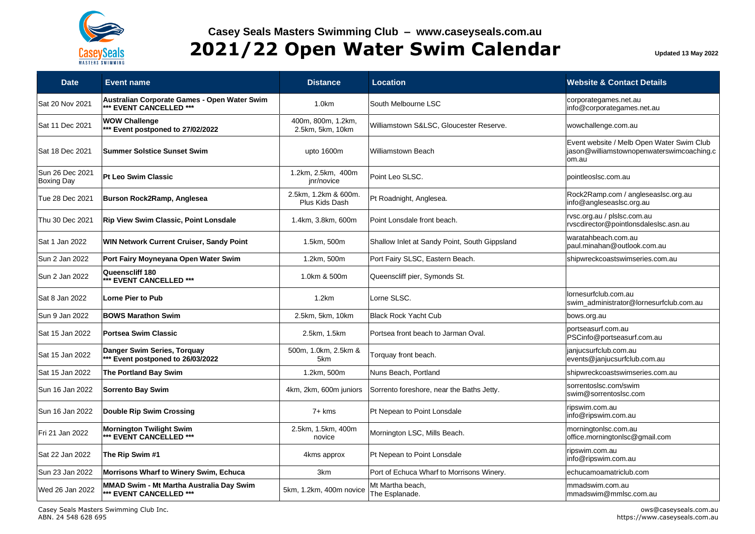Casey Seals Masters Swimming Club – www.caseyseals.com.au

# 2021/22 Open Water Swim Calendar

Updated 13 May 2022

| Date | Event name | Distance | Location | Website & Contact Details |
|---|---|---|---|---|
| Sat 20 Nov 2021 | **Australian Corporate Games - Open Water Swim** **\*\*\* EVENT CANCELLED \*\*\*** | 1.0km | South Melbourne LSC | corporategames.net.au info@corporategames.net.au |
| Sat 11 Dec 2021 | **WOW Challenge** **\*\*\* Event postponed to 27/02/2022** | 400m, 800m, 1.2km, 2.5km, 5km, 10km | Williamstown S&LSC, Gloucester Reserve. | wowchallenge.com.au |
| Sat 18 Dec 2021 | **Summer Solstice Sunset Swim** | upto 1600m | Williamstown Beach | Event website / Melb Open Water Swim Club jason@williamstownopenwaterswimcoaching.com.au |
| Sun 26 Dec 2021 Boxing Day | **Pt Leo Swim Classic** | 1.2km, 2.5km, 400m jnr/novice | Point Leo SLSC. | pointleoslsc.com.au |
| Tue 28 Dec 2021 | **Burson Rock2Ramp, Anglesea** | 2.5km, 1.2km & 600m. Plus Kids Dash | Pt Roadnight, Anglesea. | Rock2Ramp.com / angleseaslsc.org.au info@angleseaslsc.org.au |
| Thu 30 Dec 2021 | **Rip View Swim Classic, Point Lonsdale** | 1.4km, 3.8km, 600m | Point Lonsdale front beach. | rvsc.org.au / plslsc.com.au rvscdirector@pointlonsdaleslsc.asn.au |
| Sat 1 Jan 2022 | **WIN Network Current Cruiser, Sandy Point** | 1.5km, 500m | Shallow Inlet at Sandy Point, South Gippsland | waratahbeach.com.au paul.minahan@outlook.com.au |
| Sun 2 Jan 2022 | **Port Fairy Moyneyana Open Water Swim** | 1.2km, 500m | Port Fairy SLSC, Eastern Beach. | shipwreckcoastswimseries.com.au |
| Sun 2 Jan 2022 | **Queenscliff 180** **\*\*\* EVENT CANCELLED \*\*\*** | 1.0km & 500m | Queenscliff pier, Symonds St. | |
| Sat 8 Jan 2022 | **Lorne Pier to Pub** | 1.2km | Lorne SLSC. | lornesurfclub.com.au swim_administrator@lornesurfclub.com.au |
| Sun 9 Jan 2022 | **BOWS Marathon Swim** | 2.5km, 5km, 10km | Black Rock Yacht Cub | bows.org.au |
| Sat 15 Jan 2022 | **Portsea Swim Classic** | 2.5km, 1.5km | Portsea front beach to Jarman Oval. | portseasurf.com.au PSCinfo@portseasurf.com.au |
| Sat 15 Jan 2022 | **Danger Swim Series, Torquay** **\*\*\* Event postponed to 26/03/2022** | 500m, 1.0km, 2.5km & 5km | Torquay front beach. | janjucsurfclub.com.au events@janjucsurfclub.com.au |
| Sat 15 Jan 2022 | **The Portland Bay Swim** | 1.2km, 500m | Nuns Beach, Portland | shipwreckcoastswimseries.com.au |
| Sun 16 Jan 2022 | **Sorrento Bay Swim** | 4km, 2km, 600m juniors | Sorrento foreshore, near the Baths Jetty. | sorrentoslsc.com/swim swim@sorrentoslsc.com |
| Sun 16 Jan 2022 | **Double Rip Swim Crossing** | 7+ kms | Pt Nepean to Point Lonsdale | ripswim.com.au info@ripswim.com.au |
| Fri 21 Jan 2022 | **Mornington Twilight Swim** **\*\*\* EVENT CANCELLED \*\*\*** | 2.5km, 1.5km, 400m novice | Mornington LSC, Mills Beach. | morningtonlsc.com.au office.morningtonlsc@gmail.com |
| Sat 22 Jan 2022 | **The Rip Swim #1** | 4kms approx | Pt Nepean to Point Lonsdale | ripswim.com.au info@ripswim.com.au |
| Sun 23 Jan 2022 | **Morrisons Wharf to Winery Swim, Echuca** | 3km | Port of Echuca Wharf to Morrisons Winery. | echucamoamatriclub.com |
| Wed 26 Jan 2022 | **MMAD Swim - Mt Martha Australia Day Swim** **\*\*\* EVENT CANCELLED \*\*\*** | 5km, 1.2km, 400m novice | Mt Martha beach, The Esplanade. | mmadswim.com.au mmadswim@mmlsc.com.au |

Casey Seals Masters Swimming Club Inc.
ABN. 24 548 628 695

ows@caseyseals.com.au
https://www.caseyseals.com.au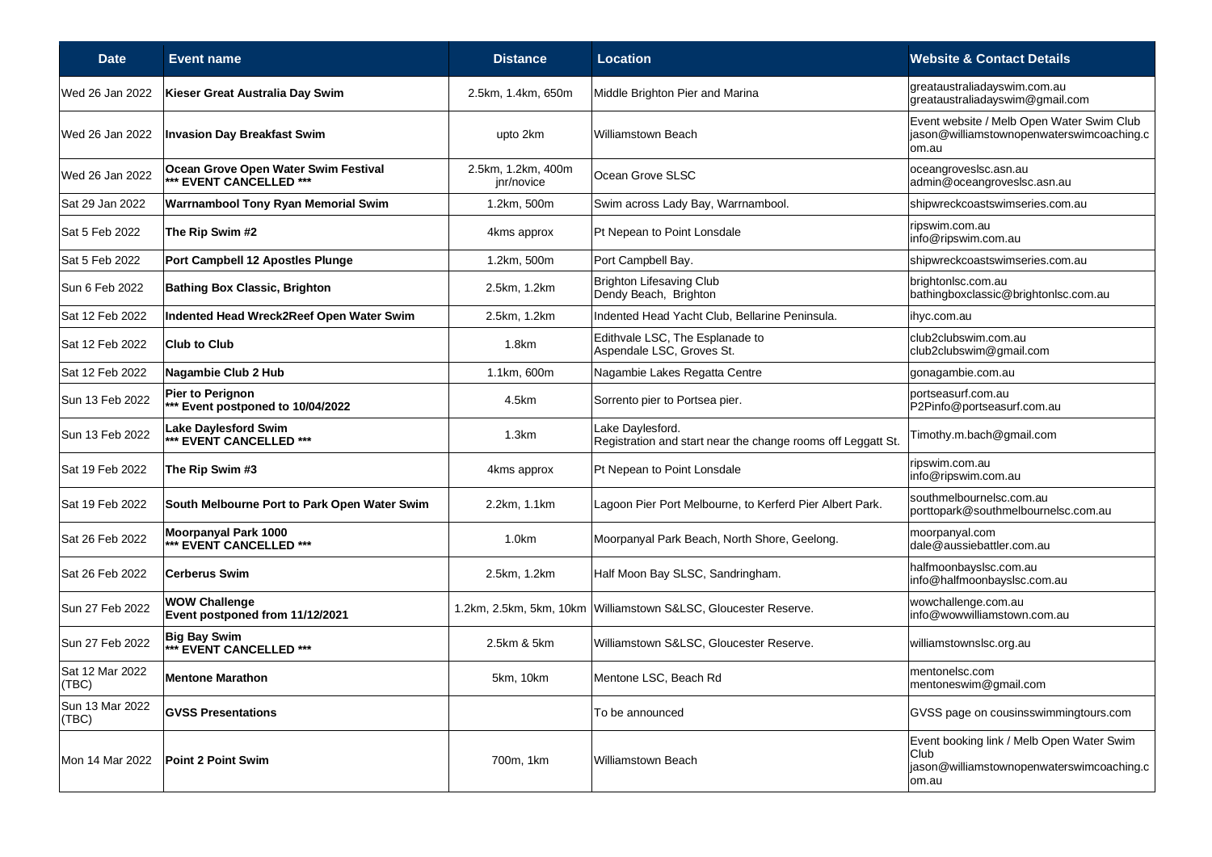| Date | Event name | Distance | Location | Website & Contact Details |
|---|---|---|---|---|
| Wed 26 Jan 2022 | **Kieser Great Australia Day Swim** | 2.5km, 1.4km, 650m | Middle Brighton Pier and Marina | greataustraliadayswim.com.au<br>greataustraliadayswim@gmail.com |
| Wed 26 Jan 2022 | **Invasion Day Breakfast Swim** | upto 2km | Williamstown Beach | Event website / Melb Open Water Swim Club<br>jason@williamstownopenwaterswimcoaching.com.au |
| Wed 26 Jan 2022 | **Ocean Grove Open Water Swim Festival**<br>**\*\*\* EVENT CANCELLED \*\*\*** | 2.5km, 1.2km, 400m jnr/novice | Ocean Grove SLSC | oceangroveslsc.asn.au<br>admin@oceangroveslsc.asn.au |
| Sat 29 Jan 2022 | **Warrnambool Tony Ryan Memorial Swim** | 1.2km, 500m | Swim across Lady Bay, Warrnambool. | shipwreckcoastswimseries.com.au |
| Sat 5 Feb 2022 | **The Rip Swim #2** | 4kms approx | Pt Nepean to Point Lonsdale | ripswim.com.au<br>info@ripswim.com.au |
| Sat 5 Feb 2022 | **Port Campbell 12 Apostles Plunge** | 1.2km, 500m | Port Campbell Bay. | shipwreckcoastswimseries.com.au |
| Sun 6 Feb 2022 | **Bathing Box Classic, Brighton** | 2.5km, 1.2km | Brighton Lifesaving Club<br>Dendy Beach, Brighton | brightonlsc.com.au<br>bathingboxclassic@brightonlsc.com.au |
| Sat 12 Feb 2022 | **Indented Head Wreck2Reef Open Water Swim** | 2.5km, 1.2km | Indented Head Yacht Club, Bellarine Peninsula. | ihyc.com.au |
| Sat 12 Feb 2022 | **Club to Club** | 1.8km | Edithvale LSC, The Esplanade to<br>Aspendale LSC, Groves St. | club2clubswim.com.au<br>club2clubswim@gmail.com |
| Sat 12 Feb 2022 | **Nagambie Club 2 Hub** | 1.1km, 600m | Nagambie Lakes Regatta Centre | gonagambie.com.au |
| Sun 13 Feb 2022 | **Pier to Perignon**<br>**\*\*\* Event postponed to 10/04/2022** | 4.5km | Sorrento pier to Portsea pier. | portseasurf.com.au<br>P2Pinfo@portseasurf.com.au |
| Sun 13 Feb 2022 | **Lake Daylesford Swim**<br>**\*\*\* EVENT CANCELLED \*\*\*** | 1.3km | Lake Daylesford.<br>Registration and start near the change rooms off Leggatt St. | Timothy.m.bach@gmail.com |
| Sat 19 Feb 2022 | **The Rip Swim #3** | 4kms approx | Pt Nepean to Point Lonsdale | ripswim.com.au<br>info@ripswim.com.au |
| Sat 19 Feb 2022 | **South Melbourne Port to Park Open Water Swim** | 2.2km, 1.1km | Lagoon Pier Port Melbourne, to Kerferd Pier Albert Park. | southmelbournelsc.com.au<br>porttopark@southmelbournelsc.com.au |
| Sat 26 Feb 2022 | **Moorpanyal Park 1000**<br>**\*\*\* EVENT CANCELLED \*\*\*** | 1.0km | Moorpanyal Park Beach, North Shore, Geelong. | moorpanyal.com<br>dale@aussiebattler.com.au |
| Sat 26 Feb 2022 | **Cerberus Swim** | 2.5km, 1.2km | Half Moon Bay SLSC, Sandringham. | halfmoonbayslsc.com.au<br>info@halfmoonbayslsc.com.au |
| Sun 27 Feb 2022 | **WOW Challenge**<br>**Event postponed from 11/12/2021** | 1.2km, 2.5km, 5km, 10km | Williamstown S&LSC, Gloucester Reserve. | wowchallenge.com.au<br>info@wowwilliamstown.com.au |
| Sun 27 Feb 2022 | **Big Bay Swim**<br>**\*\*\* EVENT CANCELLED \*\*\*** | 2.5km & 5km | Williamstown S&LSC, Gloucester Reserve. | williamstownslsc.org.au |
| Sat 12 Mar 2022 (TBC) | **Mentone Marathon** | 5km, 10km | Mentone LSC, Beach Rd | mentonelsc.com<br>mentoneswim@gmail.com |
| Sun 13 Mar 2022 (TBC) | **GVSS Presentations** | | To be announced | GVSS page on cousinsswimmingtours.com |
| Mon 14 Mar 2022 | **Point 2 Point Swim** | 700m, 1km | Williamstown Beach | Event booking link / Melb Open Water Swim Club<br>jason@williamstownopenwaterswimcoaching.com.au |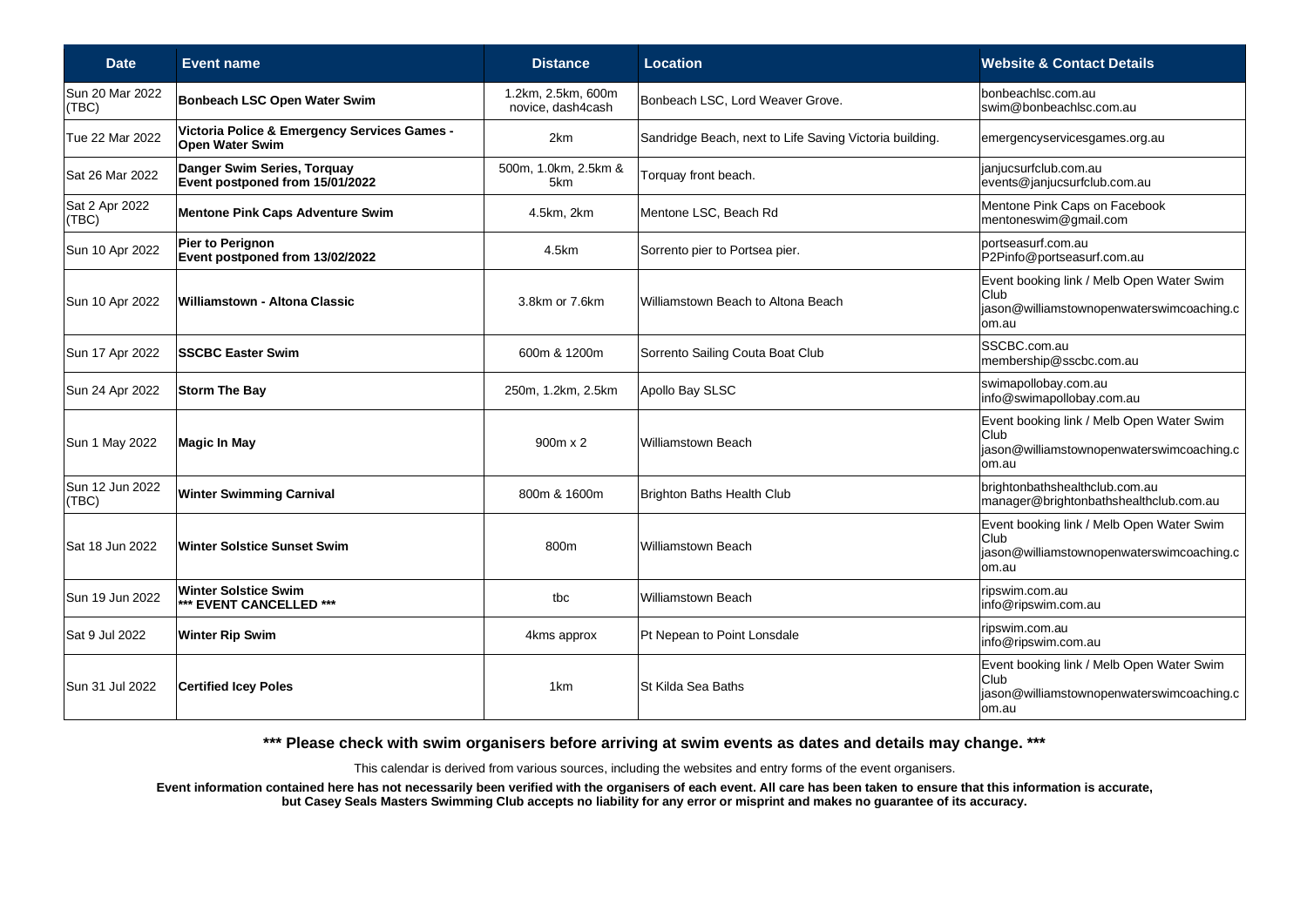| Date | Event name | Distance | Location | Website & Contact Details |
|---|---|---|---|---|
| Sun 20 Mar 2022 (TBC) | **Bonbeach LSC Open Water Swim** | 1.2km, 2.5km, 600m novice, dash4cash | Bonbeach LSC, Lord Weaver Grove. | bonbeachlsc.com.au swim@bonbeachlsc.com.au |
| Tue 22 Mar 2022 | **Victoria Police & Emergency Services Games - Open Water Swim** | 2km | Sandridge Beach, next to Life Saving Victoria building. | emergencyservicesgames.org.au |
| Sat 26 Mar 2022 | **Danger Swim Series, Torquay Event postponed from 15/01/2022** | 500m, 1.0km, 2.5km & 5km | Torquay front beach. | janjucsurfclub.com.au events@janjucsurfclub.com.au |
| Sat 2 Apr 2022 (TBC) | **Mentone Pink Caps Adventure Swim** | 4.5km, 2km | Mentone LSC, Beach Rd | Mentone Pink Caps on Facebook mentoneswim@gmail.com |
| Sun 10 Apr 2022 | **Pier to Perignon Event postponed from 13/02/2022** | 4.5km | Sorrento pier to Portsea pier. | portseasurf.com.au P2Pinfo@portseasurf.com.au |
| Sun 10 Apr 2022 | **Williamstown - Altona Classic** | 3.8km or 7.6km | Williamstown Beach to Altona Beach | Event booking link / Melb Open Water Swim Club jason@williamstownopenwaterswimcoaching.com.au |
| Sun 17 Apr 2022 | **SSCBC Easter Swim** | 600m & 1200m | Sorrento Sailing Couta Boat Club | SSCBC.com.au membership@sscbc.com.au |
| Sun 24 Apr 2022 | **Storm The Bay** | 250m, 1.2km, 2.5km | Apollo Bay SLSC | swimapollobay.com.au info@swimapollobay.com.au |
| Sun 1 May 2022 | **Magic In May** | 900m x 2 | Williamstown Beach | Event booking link / Melb Open Water Swim Club jason@williamstownopenwaterswimcoaching.com.au |
| Sun 12 Jun 2022 (TBC) | **Winter Swimming Carnival** | 800m & 1600m | Brighton Baths Health Club | brightonbathshealthclub.com.au manager@brightonbathshealthclub.com.au |
| Sat 18 Jun 2022 | **Winter Solstice Sunset Swim** | 800m | Williamstown Beach | Event booking link / Melb Open Water Swim Club jason@williamstownopenwaterswimcoaching.com.au |
| Sun 19 Jun 2022 | **Winter Solstice Swim \*\*\* EVENT CANCELLED \*\*\*** | tbc | Williamstown Beach | ripswim.com.au info@ripswim.com.au |
| Sat 9 Jul 2022 | **Winter Rip Swim** | 4kms approx | Pt Nepean to Point Lonsdale | ripswim.com.au info@ripswim.com.au |
| Sun 31 Jul 2022 | **Certified Icey Poles** | 1km | St Kilda Sea Baths | Event booking link / Melb Open Water Swim Club jason@williamstownopenwaterswimcoaching.com.au |

**\*\*\* Please check with swim organisers before arriving at swim events as dates and details may change. \*\*\***

This calendar is derived from various sources, including the websites and entry forms of the event organisers.

**Event information contained here has not necessarily been verified with the organisers of each event. All care has been taken to ensure that this information is accurate, but Casey Seals Masters Swimming Club accepts no liability for any error or misprint and makes no guarantee of its accuracy.**